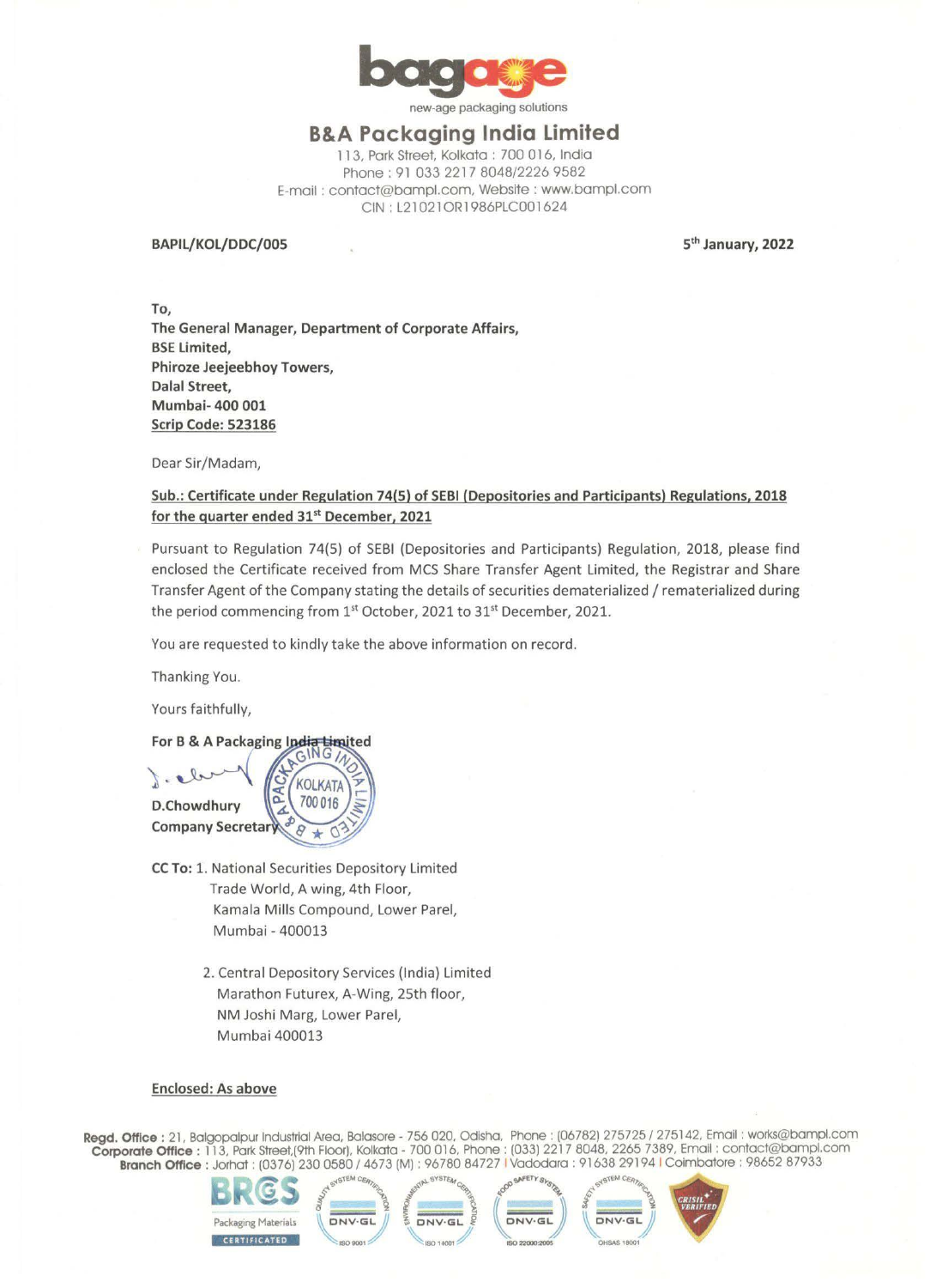bagage

new-age packaging solutions

# B&A Packaging India Limited

113, Park Street, Kolkata : 700 016, India
Phone : 91 033 2217 8048/2226 9582
E-mail : contact@bampl.com, Website : www.bampl.com
CIN : L21021OR1986PLC001624

**BAPIL/KOL/DDC/005** **5th January, 2022**

**To,**
**The General Manager, Department of Corporate Affairs,**
**BSE Limited,**
**Phiroze Jeejeebhoy Towers,**
**Dalal Street,**
**Mumbai- 400 001**
**Scrip Code: 523186**

Dear Sir/Madam,

**Sub.: Certificate under Regulation 74(5) of SEBI (Depositories and Participants) Regulations, 2018 for the quarter ended 31st December, 2021**

Pursuant to Regulation 74(5) of SEBI (Depositories and Participants) Regulation, 2018, please find enclosed the Certificate received from MCS Share Transfer Agent Limited, the Registrar and Share Transfer Agent of the Company stating the details of securities dematerialized / rematerialized during the period commencing from 1st October, 2021 to 31st December, 2021.

You are requested to kindly take the above information on record.

Thanking You.

Yours faithfully,

**For B & A Packaging India Limited**

**D.Chowdhury**
**Company Secretary**

**CC To:** 1. National Securities Depository Limited
Trade World, A wing, 4th Floor,
Kamala Mills Compound, Lower Parel,
Mumbai - 400013

2. Central Depository Services (India) Limited
Marathon Futurex, A-Wing, 25th floor,
NM Joshi Marg, Lower Parel,
Mumbai 400013

**Enclosed: As above**

**Regd. Office :** 21, Balgopalpur Industrial Area, Balasore - 756 020, Odisha, Phone : (06782) 275725 / 275142, Email : works@bampl.com
**Corporate Office :** 113, Park Street,(9th Floor), Kolkata - 700 016, Phone : (033) 2217 8048, 2265 7389, Email : contact@bampl.com
**Branch Office :** Jorhat : (0376) 230 0580 / 4673 (M) : 96780 84727 | Vadodara : 91638 29194 | Coimbatore : 98652 87933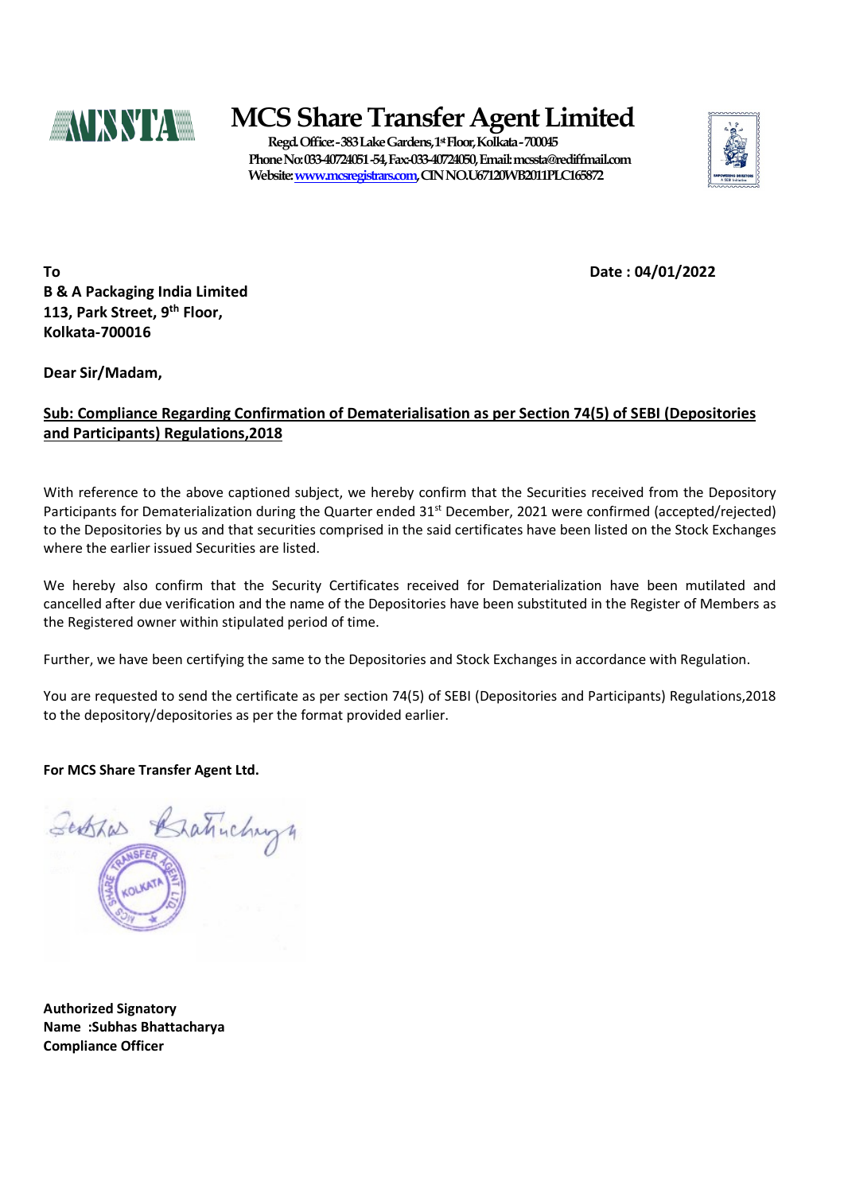# MCS Share Transfer Agent Limited

Regd. Office:- 383 Lake Gardens, 1st Floor, Kolkata - 700045
Phone No: 033-40724051-54, Fax: 033-40724050, Email: mcssta@rediffmail.com
Website: www.mcsregistrars.com, CIN NO. U67120WB2011PLC165872

**To**
**B & A Packaging India Limited**
**113, Park Street, 9th Floor,**
**Kolkata-700016**

**Date : 04/01/2022**

**Dear Sir/Madam,**

**Sub: Compliance Regarding Confirmation of Dematerialisation as per Section 74(5) of SEBI (Depositories and Participants) Regulations,2018**

With reference to the above captioned subject, we hereby confirm that the Securities received from the Depository Participants for Dematerialization during the Quarter ended 31st December, 2021 were confirmed (accepted/rejected) to the Depositories by us and that securities comprised in the said certificates have been listed on the Stock Exchanges where the earlier issued Securities are listed.

We hereby also confirm that the Security Certificates received for Dematerialization have been mutilated and cancelled after due verification and the name of the Depositories have been substituted in the Register of Members as the Registered owner within stipulated period of time.

Further, we have been certifying the same to the Depositories and Stock Exchanges in accordance with Regulation.

You are requested to send the certificate as per section 74(5) of SEBI (Depositories and Participants) Regulations,2018 to the depository/depositories as per the format provided earlier.

**For MCS Share Transfer Agent Ltd.**

**Authorized Signatory**
**Name :Subhas Bhattacharya**
**Compliance Officer**